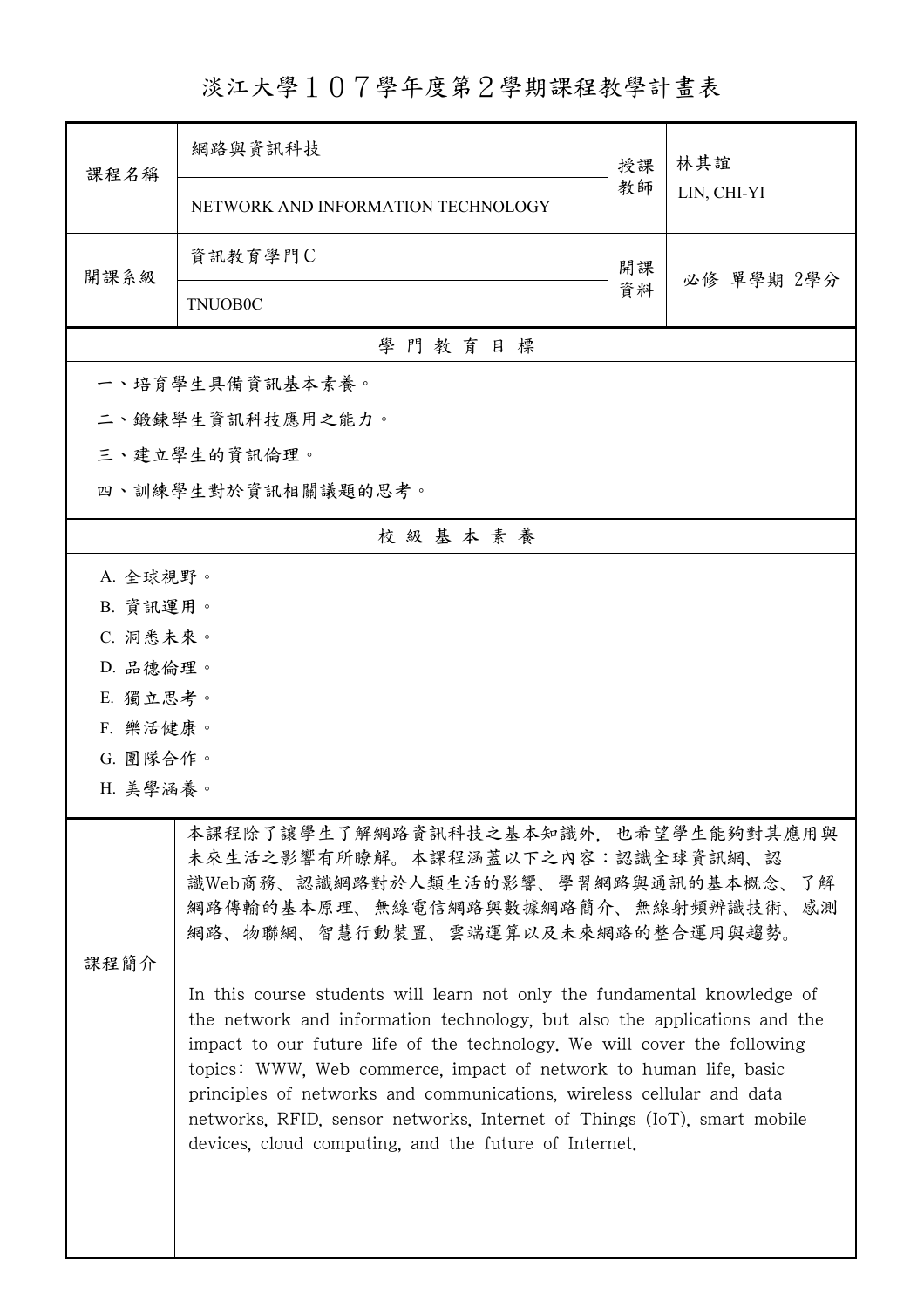# 淡江大學１０７學年度第２學期課程教學計畫表

| 課程名稱 | 網路與資訊科技<br>NETWORK AND INFORMATION TECHNOLOGY | 授課教師 | 林其誼<br>LIN, CHI-YI |
|---|---|---|---|
| 開課系級 | 資訊教育學門C<br>TNUOB0C | 開課資料 | 必修 單學期 2學分 |

## 學門教育目標

一、培育學生具備資訊基本素養。

二、鍛鍊學生資訊科技應用之能力。

三、建立學生的資訊倫理。

四、訓練學生對於資訊相關議題的思考。

## 校級基本素養

A. 全球視野。

B. 資訊運用。

C. 洞悉未來。

D. 品德倫理。

E. 獨立思考。

F. 樂活健康。

G. 團隊合作。

H. 美學涵養。

## 課程簡介

本課程除了讓學生了解網路資訊科技之基本知識外，也希望學生能夠對其應用與未來生活之影響有所瞭解。本課程涵蓋以下之內容：認識全球資訊網、認識Web商務、認識網路對於人類生活的影響、學習網路與通訊的基本概念、了解網路傳輸的基本原理、無線電信網路與數據網路簡介、無線射頻辨識技術、感測網路、物聯網、智慧行動裝置、雲端運算以及未來網路的整合運用與趨勢。

In this course students will learn not only the fundamental knowledge of the network and information technology, but also the applications and the impact to our future life of the technology. We will cover the following topics: WWW, Web commerce, impact of network to human life, basic principles of networks and communications, wireless cellular and data networks, RFID, sensor networks, Internet of Things (IoT), smart mobile devices, cloud computing, and the future of Internet.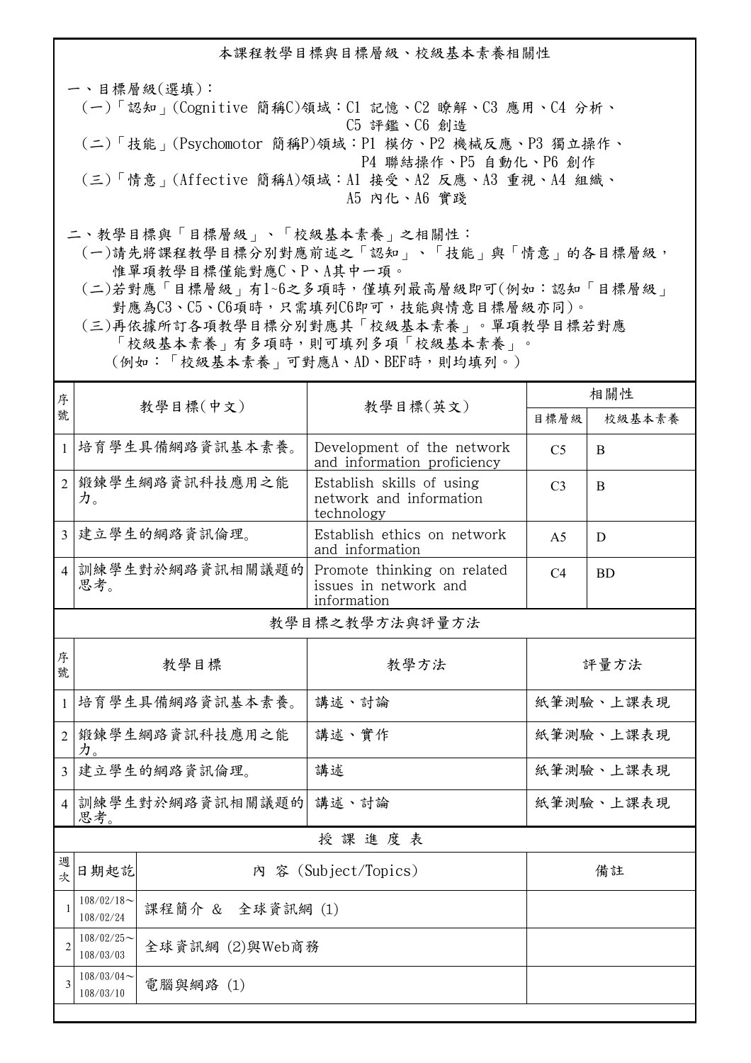## 本課程教學目標與目標層級、校級基本素養相關性

一、目標層級(選填)：

(一)「認知」(Cognitive 簡稱C)領域：C1 記憶、C2 瞭解、C3 應用、C4 分析、C5 評鑑、C6 創造

(二)「技能」(Psychomotor 簡稱P)領域：P1 模仿、P2 機械反應、P3 獨立操作、P4 聯結操作、P5 自動化、P6 創作

(三)「情意」(Affective 簡稱A)領域：A1 接受、A2 反應、A3 重視、A4 組織、A5 內化、A6 實踐

二、教學目標與「目標層級」、「校級基本素養」之相關性：

(一)請先將課程教學目標分別對應前述之「認知」、「技能」與「情意」的各目標層級，惟單項教學目標僅能對應C、P、A其中一項。

(二)若對應「目標層級」有1~6之多項時，僅填列最高層級即可(例如：認知「目標層級」對應為C3、C5、C6項時，只需填列C6即可，技能與情意目標層級亦同)。

(三)再依據所訂各項教學目標分別對應其「校級基本素養」。單項教學目標若對應「校級基本素養」有多項時，則可填列多項「校級基本素養」。(例如：「校級基本素養」可對應A、AD、BEF時，則均填列。)

| 序號 | 教學目標(中文) | 教學目標(英文) | 相關性 | |
|---|---|---|---|---|
| | | | 目標層級 | 校級基本素養 |
| 1 | 培育學生具備網路資訊基本素養。 | Development of the network and information proficiency | C5 | B |
| 2 | 鍛鍊學生網路資訊科技應用之能力。 | Establish skills of using network and information technology | C3 | B |
| 3 | 建立學生的網路資訊倫理。 | Establish ethics on network and information | A5 | D |
| 4 | 訓練學生對於網路資訊相關議題的思考。 | Promote thinking on related issues in network and information | C4 | BD |

### 教學目標之教學方法與評量方法

| 序號 | 教學目標 | 教學方法 | 評量方法 |
|---|---|---|---|
| 1 | 培育學生具備網路資訊基本素養。 | 講述、討論 | 紙筆測驗、上課表現 |
| 2 | 鍛鍊學生網路資訊科技應用之能力。 | 講述、實作 | 紙筆測驗、上課表現 |
| 3 | 建立學生的網路資訊倫理。 | 講述 | 紙筆測驗、上課表現 |
| 4 | 訓練學生對於網路資訊相關議題的思考。 | 講述、討論 | 紙筆測驗、上課表現 |

### 授 課 進 度 表

| 週次 | 日期起訖 | 內 容 (Subject/Topics) | 備註 |
|---|---|---|---|
| 1 | 108/02/18~108/02/24 | 課程簡介 & 全球資訊網 (1) | |
| 2 | 108/02/25~108/03/03 | 全球資訊網 (2)與Web商務 | |
| 3 | 108/03/04~108/03/10 | 電腦與網路 (1) | |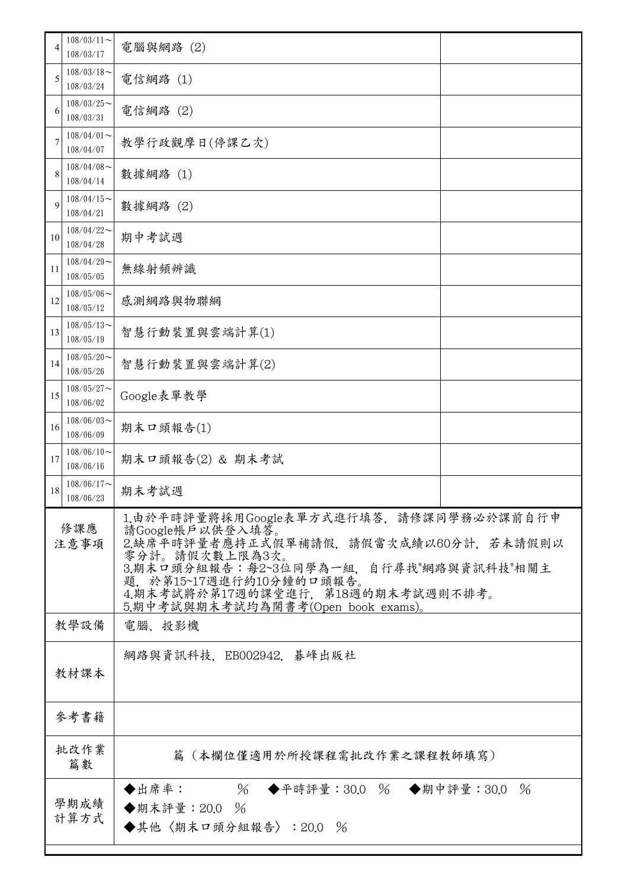| | | | |
|---|---|---|---|
| 4 | 108/03/11～108/03/17 | 電腦與網路 (2) | |
| 5 | 108/03/18～108/03/24 | 電信網路 (1) | |
| 6 | 108/03/25～108/03/31 | 電信網路 (2) | |
| 7 | 108/04/01～108/04/07 | 教學行政觀摩日(停課乙次) | |
| 8 | 108/04/08～108/04/14 | 數據網路 (1) | |
| 9 | 108/04/15～108/04/21 | 數據網路 (2) | |
| 10 | 108/04/22～108/04/28 | 期中考試週 | |
| 11 | 108/04/29～108/05/05 | 無線射頻辨識 | |
| 12 | 108/05/06～108/05/12 | 感測網路與物聯網 | |
| 13 | 108/05/13～108/05/19 | 智慧行動裝置與雲端計算(1) | |
| 14 | 108/05/20～108/05/26 | 智慧行動裝置與雲端計算(2) | |
| 15 | 108/05/27～108/06/02 | Google表單教學 | |
| 16 | 108/06/03～108/06/09 | 期末口頭報告(1) | |
| 17 | 108/06/10～108/06/16 | 期末口頭報告(2) & 期末考試 | |
| 18 | 108/06/17～108/06/23 | 期末考試週 | |

| | |
|---|---|
| 修課應注意事項 | 1.由於平時評量將採用Google表單方式進行填答，請修課同學務必於課前自行申請Google帳戶以供登入填答。<br>2.缺席平時評量者應持正式假單補請假，請假當次成績以60分計，若未請假則以零分計。請假次數上限為3次。<br>3.期末口頭分組報告：每2~3位同學為一組，自行尋找"網路與資訊科技"相關主題，於第15~17週進行約10分鐘的口頭報告。<br>4.期末考試將於第17週的課堂進行，第18週的期末考試週則不排考。<br>5.期中考試與期末考試均為開書考(Open book exams)。 |
| 教學設備 | 電腦、投影機 |
| 教材課本 | 網路與資訊科技，EB002942，碁峰出版社 |
| 參考書籍 | |
| 批改作業篇數 | 篇（本欄位僅適用於所授課程需批改作業之課程教師填寫） |
| 學期成績計算方式 | ◆出席率： ％ ◆平時評量：30.0 ％ ◆期中評量：30.0 ％<br>◆期末評量：20.0 ％<br>◆其他〈期末口頭分組報告〉：20.0 ％ |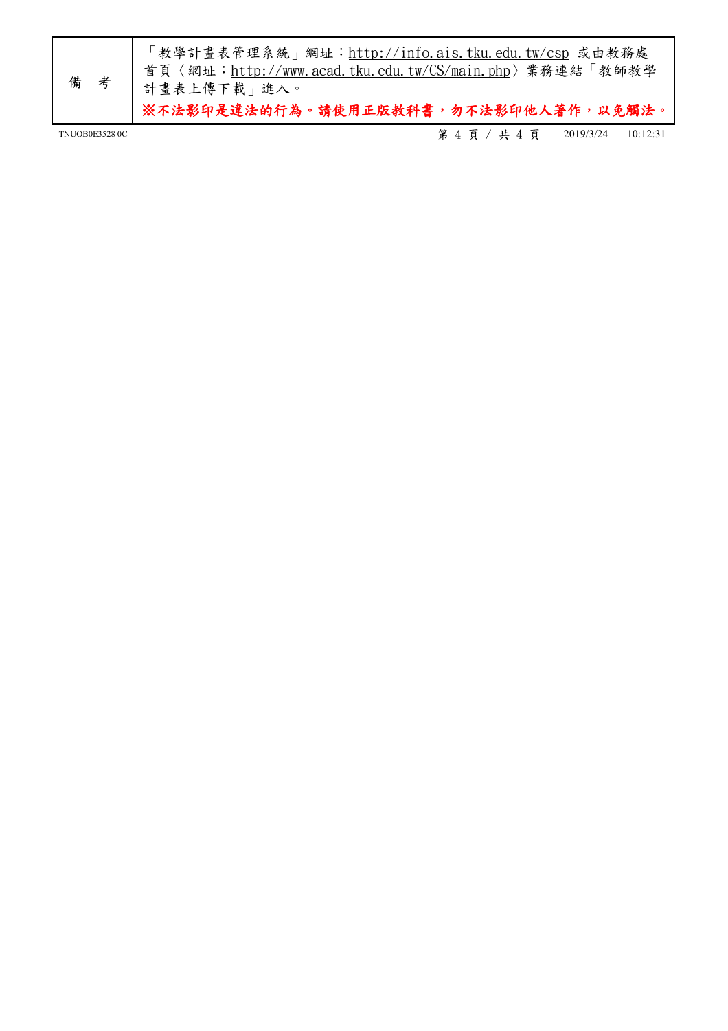| | |
|---|---|
| 備　考 | 「教學計畫表管理系統」網址：http://info.ais.tku.edu.tw/csp 或由教務處首頁〈網址：http://www.acad.tku.edu.tw/CS/main.php〉業務連結「教師教學計畫表上傳下載」進入。<br>**※不法影印是違法的行為。請使用正版教科書，勿不法影印他人著作，以免觸法。** |

TNUOB0E3528 0C

2019/3/24　10:12:31